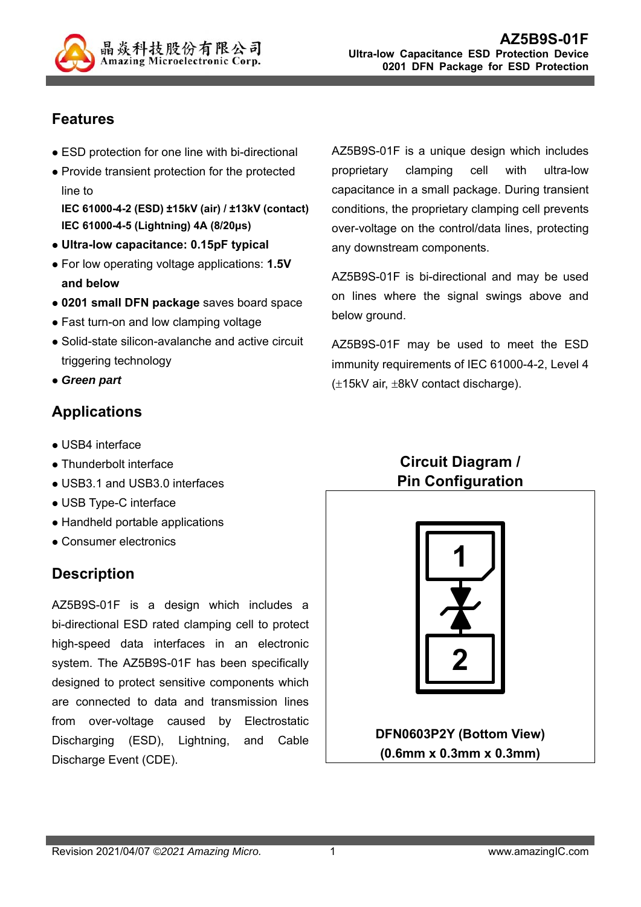# AZ5B9S-01F

**Ultra-low Capacitance ESD Protection Device**
**0201 DFN Package for ESD Protection**

## Features

- ESD protection for one line with bi-directional
- Provide transient protection for the protected line to
  **IEC 61000-4-2 (ESD) ±15kV (air) / ±13kV (contact)**
  **IEC 61000-4-5 (Lightning) 4A (8/20μs)**
- **Ultra-low capacitance: 0.15pF typical**
- For low operating voltage applications: **1.5V and below**
- **0201 small DFN package** saves board space
- Fast turn-on and low clamping voltage
- Solid-state silicon-avalanche and active circuit triggering technology
- ***Green part***

## Applications

- USB4 interface
- Thunderbolt interface
- USB3.1 and USB3.0 interfaces
- USB Type-C interface
- Handheld portable applications
- Consumer electronics

## Description

AZ5B9S-01F is a design which includes a bi-directional ESD rated clamping cell to protect high-speed data interfaces in an electronic system. The AZ5B9S-01F has been specifically designed to protect sensitive components which are connected to data and transmission lines from over-voltage caused by Electrostatic Discharging (ESD), Lightning, and Cable Discharge Event (CDE).

AZ5B9S-01F is a unique design which includes proprietary clamping cell with ultra-low capacitance in a small package. During transient conditions, the proprietary clamping cell prevents over-voltage on the control/data lines, protecting any downstream components.

AZ5B9S-01F is bi-directional and may be used on lines where the signal swings above and below ground.

AZ5B9S-01F may be used to meet the ESD immunity requirements of IEC 61000-4-2, Level 4 (±15kV air, ±8kV contact discharge).

## Circuit Diagram / Pin Configuration

1

2

**DFN0603P2Y (Bottom View)**
**(0.6mm x 0.3mm x 0.3mm)**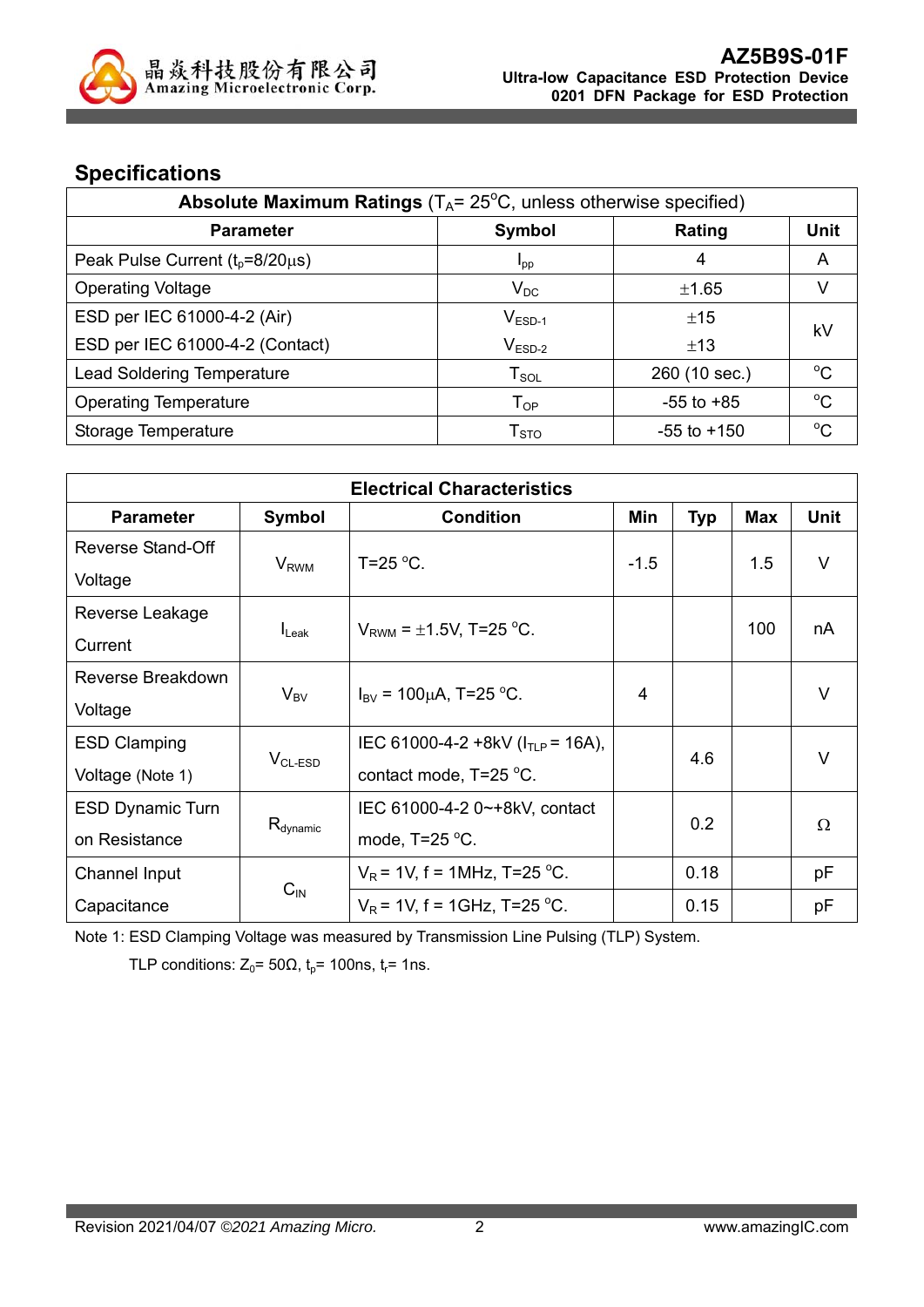## Specifications

| Absolute Maximum Ratings ($T_A$= 25°C, unless otherwise specified) | | | |
|---|---|---|---|
| **Parameter** | **Symbol** | **Rating** | **Unit** |
| Peak Pulse Current ($t_p$=8/20μs) | $I_{pp}$ | 4 | A |
| Operating Voltage | $V_{DC}$ | ±1.65 | V |
| ESD per IEC 61000-4-2 (Air) | $V_{ESD-1}$ | ±15 | kV |
| ESD per IEC 61000-4-2 (Contact) | $V_{ESD-2}$ | ±13 | kV |
| Lead Soldering Temperature | $T_{SOL}$ | 260 (10 sec.) | °C |
| Operating Temperature | $T_{OP}$ | -55 to +85 | °C |
| Storage Temperature | $T_{STO}$ | -55 to +150 | °C |

| Electrical Characteristics | | | | | | |
|---|---|---|---|---|---|---|
| **Parameter** | **Symbol** | **Condition** | **Min** | **Typ** | **Max** | **Unit** |
| Reverse Stand-Off Voltage | $V_{RWM}$ | T=25 °C. | -1.5 | | 1.5 | V |
| Reverse Leakage Current | $I_{Leak}$ | $V_{RWM}$ = ±1.5V, T=25 °C. | | | 100 | nA |
| Reverse Breakdown Voltage | $V_{BV}$ | $I_{BV}$ = 100μA, T=25 °C. | 4 | | | V |
| ESD Clamping Voltage (Note 1) | $V_{CL-ESD}$ | IEC 61000-4-2 +8kV ($I_{TLP}$ = 16A), contact mode, T=25 °C. | | 4.6 | | V |
| ESD Dynamic Turn on Resistance | $R_{dynamic}$ | IEC 61000-4-2 0~+8kV, contact mode, T=25 °C. | | 0.2 | | Ω |
| Channel Input Capacitance | $C_{IN}$ | $V_R$ = 1V, f = 1MHz, T=25 °C. | | 0.18 | | pF |
| | | $V_R$ = 1V, f = 1GHz, T=25 °C. | | 0.15 | | pF |

Note 1: ESD Clamping Voltage was measured by Transmission Line Pulsing (TLP) System.

TLP conditions: $Z_0$= 50Ω, $t_p$= 100ns, $t_r$= 1ns.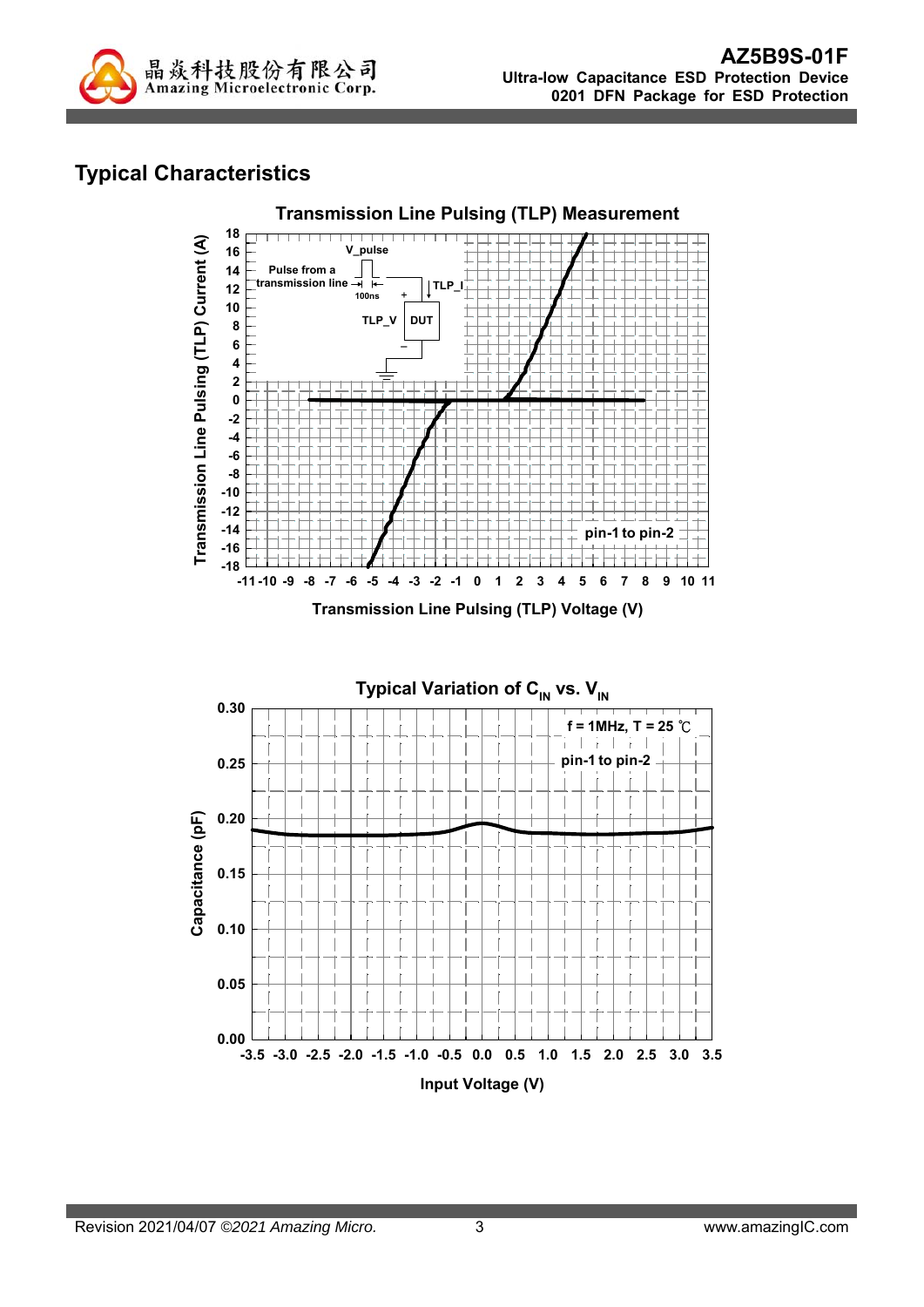## Typical Characteristics

**Transmission Line Pulsing (TLP) Measurement**

Transmission Line Pulsing (TLP) Current (A)

Transmission Line Pulsing (TLP) Voltage (V)

V_pulse

Pulse from a transmission line

100ns

TLP_I

TLP_V

DUT

pin-1 to pin-2

**Typical Variation of $C_{IN}$ vs. $V_{IN}$**

f = 1MHz, T = 25 ℃

pin-1 to pin-2

Capacitance (pF)

Input Voltage (V)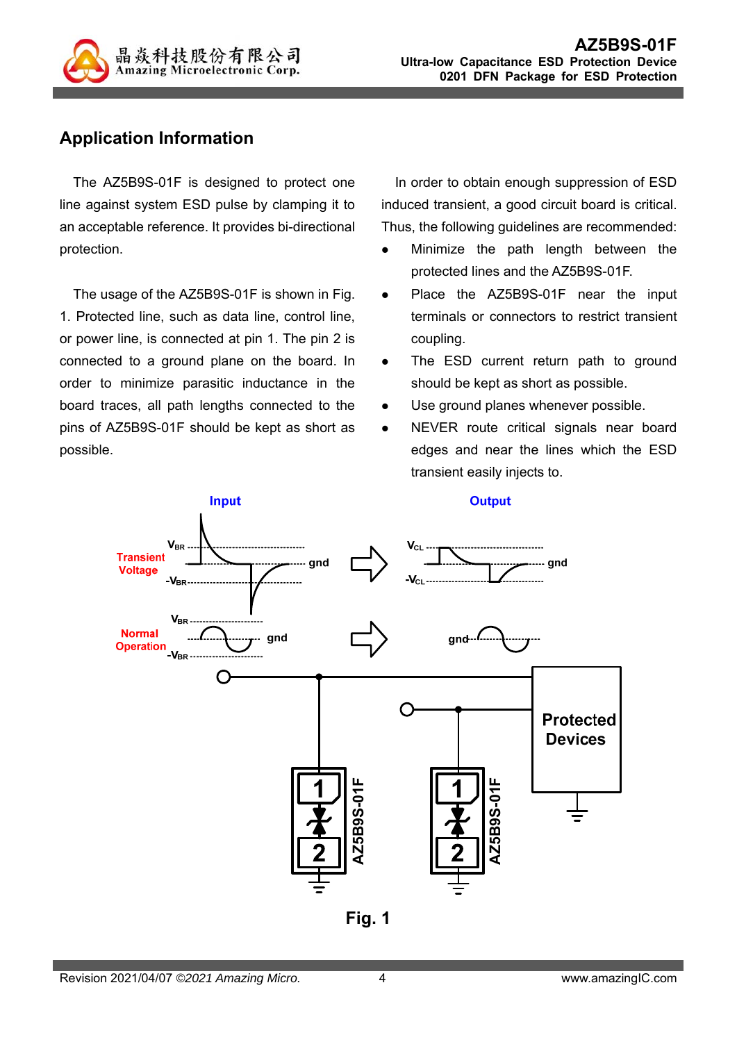## Application Information

The AZ5B9S-01F is designed to protect one line against system ESD pulse by clamping it to an acceptable reference. It provides bi-directional protection.

The usage of the AZ5B9S-01F is shown in Fig. 1. Protected line, such as data line, control line, or power line, is connected at pin 1. The pin 2 is connected to a ground plane on the board. In order to minimize parasitic inductance in the board traces, all path lengths connected to the pins of AZ5B9S-01F should be kept as short as possible.

In order to obtain enough suppression of ESD induced transient, a good circuit board is critical. Thus, the following guidelines are recommended:

- Minimize the path length between the protected lines and the AZ5B9S-01F.
- Place the AZ5B9S-01F near the input terminals or connectors to restrict transient coupling.
- The ESD current return path to ground should be kept as short as possible.
- Use ground planes whenever possible.
- NEVER route critical signals near board edges and near the lines which the ESD transient easily injects to.

**Fig. 1**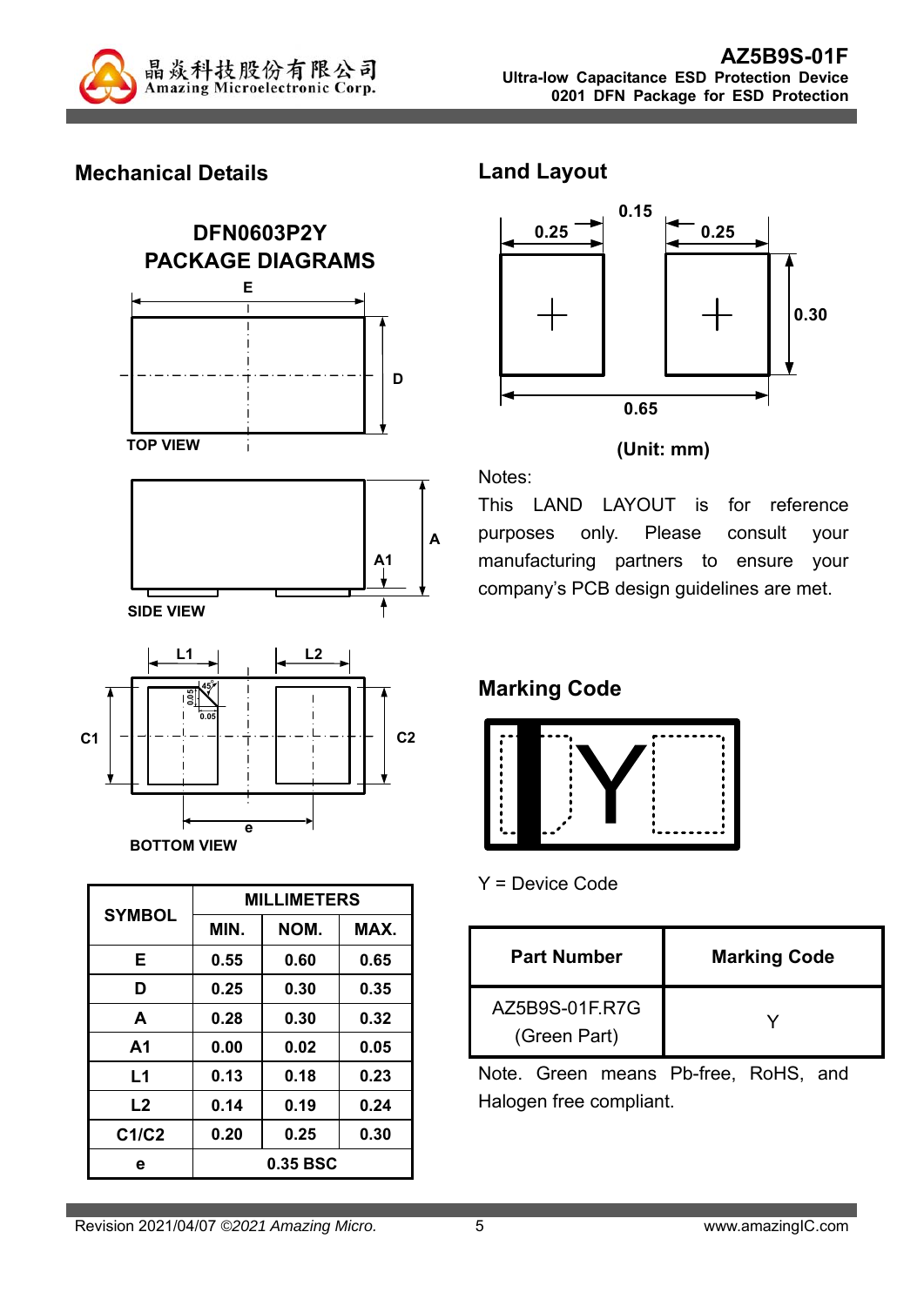## Mechanical Details

### DFN0603P2Y PACKAGE DIAGRAMS

TOP VIEW

SIDE VIEW

BOTTOM VIEW

| SYMBOL | MILLIMETERS | | |
|---|---|---|---|
| | MIN. | NOM. | MAX. |
| E | 0.55 | 0.60 | 0.65 |
| D | 0.25 | 0.30 | 0.35 |
| A | 0.28 | 0.30 | 0.32 |
| A1 | 0.00 | 0.02 | 0.05 |
| L1 | 0.13 | 0.18 | 0.23 |
| L2 | 0.14 | 0.19 | 0.24 |
| C1/C2 | 0.20 | 0.25 | 0.30 |
| e | 0.35 BSC | | |

## Land Layout

(Unit: mm)

Notes:

This LAND LAYOUT is for reference purposes only. Please consult your manufacturing partners to ensure your company's PCB design guidelines are met.

## Marking Code

Y = Device Code

| Part Number | Marking Code |
|---|---|
| AZ5B9S-01F.R7G (Green Part) | Y |

Note. Green means Pb-free, RoHS, and Halogen free compliant.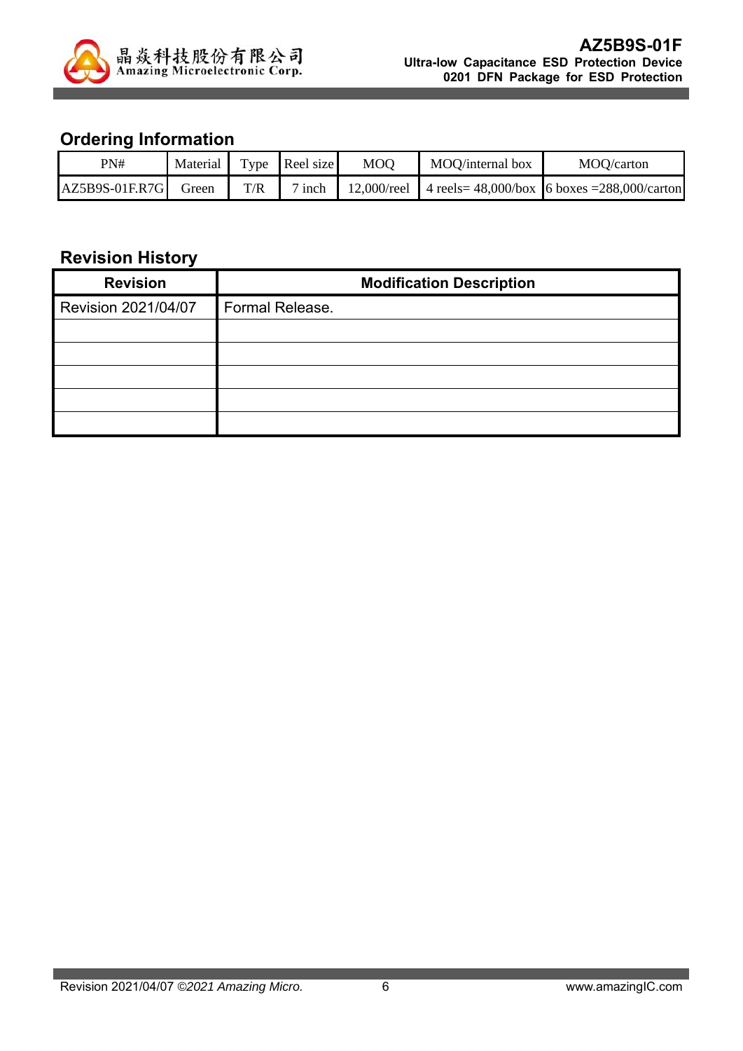## Ordering Information

| PN# | Material | Type | Reel size | MOQ | MOQ/internal box | MOQ/carton |
|---|---|---|---|---|---|---|
| AZ5B9S-01F.R7G | Green | T/R | 7 inch | 12,000/reel | 4 reels= 48,000/box | 6 boxes =288,000/carton |

## Revision History

| Revision | Modification Description |
|---|---|
| Revision 2021/04/07 | Formal Release. |
| | |
| | |
| | |
| | |
| | |